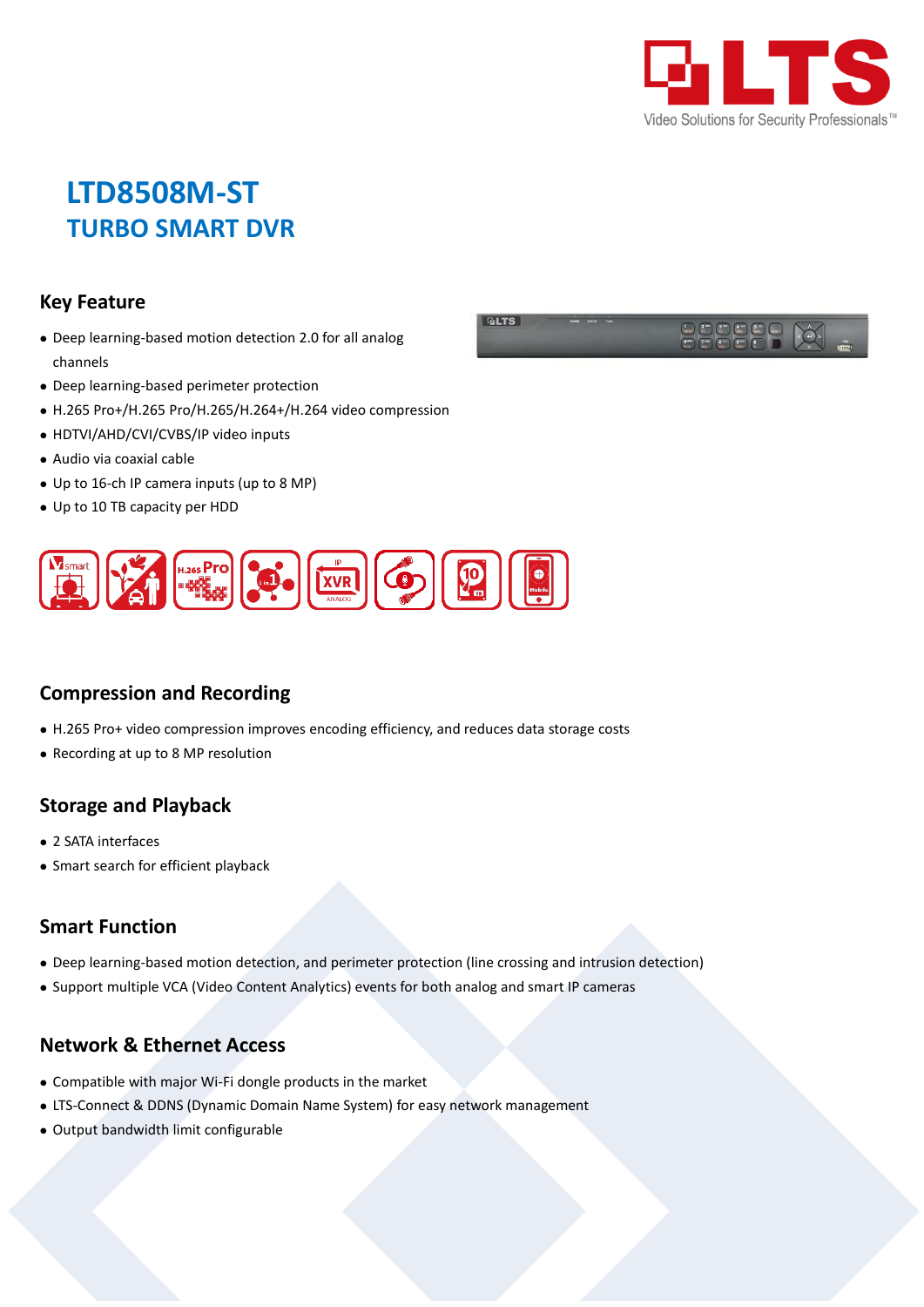# LTD8508M-ST
## TURBO SMART DVR

### Key Feature

- Deep learning-based motion detection 2.0 for all analog channels
- Deep learning-based perimeter protection
- H.265 Pro+/H.265 Pro/H.265/H.264+/H.264 video compression
- HDTVI/AHD/CVI/CVBS/IP video inputs
- Audio via coaxial cable
- Up to 16-ch IP camera inputs (up to 8 MP)
- Up to 10 TB capacity per HDD

### Compression and Recording

- H.265 Pro+ video compression improves encoding efficiency, and reduces data storage costs
- Recording at up to 8 MP resolution

### Storage and Playback

- 2 SATA interfaces
- Smart search for efficient playback

### Smart Function

- Deep learning-based motion detection, and perimeter protection (line crossing and intrusion detection)
- Support multiple VCA (Video Content Analytics) events for both analog and smart IP cameras

### Network & Ethernet Access

- Compatible with major Wi-Fi dongle products in the market
- LTS-Connect & DDNS (Dynamic Domain Name System) for easy network management
- Output bandwidth limit configurable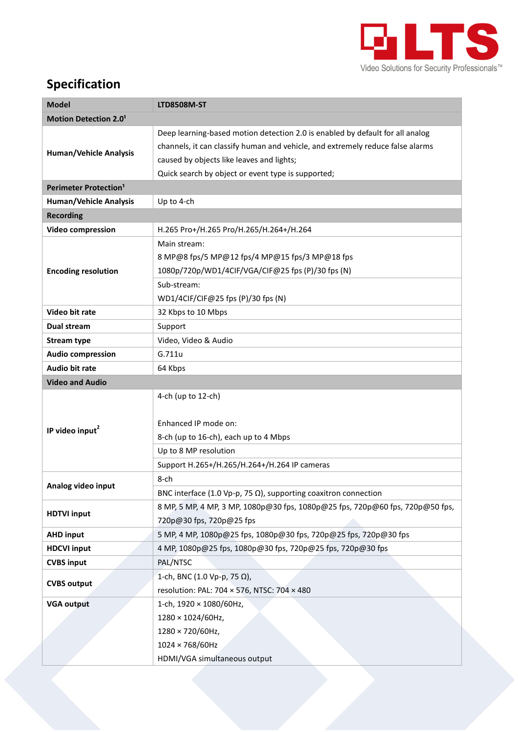## Specification

| Model | LTD8508M-ST |
|---|---|
| **Motion Detection 2.0**[1] | |
| **Human/Vehicle Analysis** | Deep learning-based motion detection 2.0 is enabled by default for all analog channels, it can classify human and vehicle, and extremely reduce false alarms caused by objects like leaves and lights;<br>Quick search by object or event type is supported; |
| **Perimeter Protection**[1] | |
| **Human/Vehicle Analysis** | Up to 4-ch |
| **Recording** | |
| **Video compression** | H.265 Pro+/H.265 Pro/H.265/H.264+/H.264 |
| **Encoding resolution** | Main stream:<br>8 MP@8 fps/5 MP@12 fps/4 MP@15 fps/3 MP@18 fps<br>1080p/720p/WD1/4CIF/VGA/CIF@25 fps (P)/30 fps (N) |
| | Sub-stream:<br>WD1/4CIF/CIF@25 fps (P)/30 fps (N) |
| **Video bit rate** | 32 Kbps to 10 Mbps |
| **Dual stream** | Support |
| **Stream type** | Video, Video & Audio |
| **Audio compression** | G.711u |
| **Audio bit rate** | 64 Kbps |
| **Video and Audio** | |
| **IP video input**[2] | 4-ch (up to 12-ch)<br><br>Enhanced IP mode on:<br>8-ch (up to 16-ch), each up to 4 Mbps |
| | Up to 8 MP resolution |
| | Support H.265+/H.265/H.264+/H.264 IP cameras |
| **Analog video input** | 8-ch |
| | BNC interface (1.0 Vp-p, 75 Ω), supporting coaxitron connection |
| **HDTVI input** | 8 MP, 5 MP, 4 MP, 3 MP, 1080p@30 fps, 1080p@25 fps, 720p@60 fps, 720p@50 fps, 720p@30 fps, 720p@25 fps |
| **AHD input** | 5 MP, 4 MP, 1080p@25 fps, 1080p@30 fps, 720p@25 fps, 720p@30 fps |
| **HDCVI input** | 4 MP, 1080p@25 fps, 1080p@30 fps, 720p@25 fps, 720p@30 fps |
| **CVBS input** | PAL/NTSC |
| **CVBS output** | 1-ch, BNC (1.0 Vp-p, 75 Ω),<br>resolution: PAL: 704 × 576, NTSC: 704 × 480 |
| **VGA output** | 1-ch, 1920 × 1080/60Hz,<br>1280 × 1024/60Hz,<br>1280 × 720/60Hz,<br>1024 × 768/60Hz<br>HDMI/VGA simultaneous output |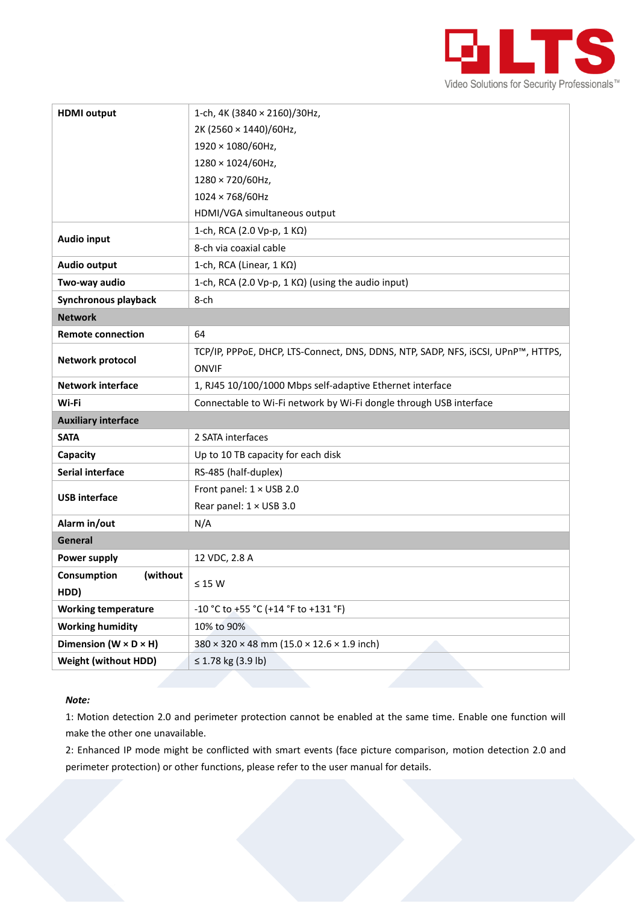| | |
|---|---|
| **HDMI output** | 1-ch, 4K (3840 × 2160)/30Hz,<br>2K (2560 × 1440)/60Hz,<br>1920 × 1080/60Hz,<br>1280 × 1024/60Hz,<br>1280 × 720/60Hz,<br>1024 × 768/60Hz<br>HDMI/VGA simultaneous output |
| **Audio input** | 1-ch, RCA (2.0 Vp-p, 1 KΩ) |
| | 8-ch via coaxial cable |
| **Audio output** | 1-ch, RCA (Linear, 1 KΩ) |
| **Two-way audio** | 1-ch, RCA (2.0 Vp-p, 1 KΩ) (using the audio input) |
| **Synchronous playback** | 8-ch |
| **Network** | |
| **Remote connection** | 64 |
| **Network protocol** | TCP/IP, PPPoE, DHCP, LTS-Connect, DNS, DDNS, NTP, SADP, NFS, iSCSI, UPnP™, HTTPS, ONVIF |
| **Network interface** | 1, RJ45 10/100/1000 Mbps self-adaptive Ethernet interface |
| **Wi-Fi** | Connectable to Wi-Fi network by Wi-Fi dongle through USB interface |
| **Auxiliary interface** | |
| **SATA** | 2 SATA interfaces |
| **Capacity** | Up to 10 TB capacity for each disk |
| **Serial interface** | RS-485 (half-duplex) |
| **USB interface** | Front panel: 1 × USB 2.0<br>Rear panel: 1 × USB 3.0 |
| **Alarm in/out** | N/A |
| **General** | |
| **Power supply** | 12 VDC, 2.8 A |
| **Consumption (without HDD)** | ≤ 15 W |
| **Working temperature** | -10 °C to +55 °C (+14 °F to +131 °F) |
| **Working humidity** | 10% to 90% |
| **Dimension (W × D × H)** | 380 × 320 × 48 mm (15.0 × 12.6 × 1.9 inch) |
| **Weight (without HDD)** | ≤ 1.78 kg (3.9 lb) |

***Note:***

1: Motion detection 2.0 and perimeter protection cannot be enabled at the same time. Enable one function will make the other one unavailable.

2: Enhanced IP mode might be conflicted with smart events (face picture comparison, motion detection 2.0 and perimeter protection) or other functions, please refer to the user manual for details.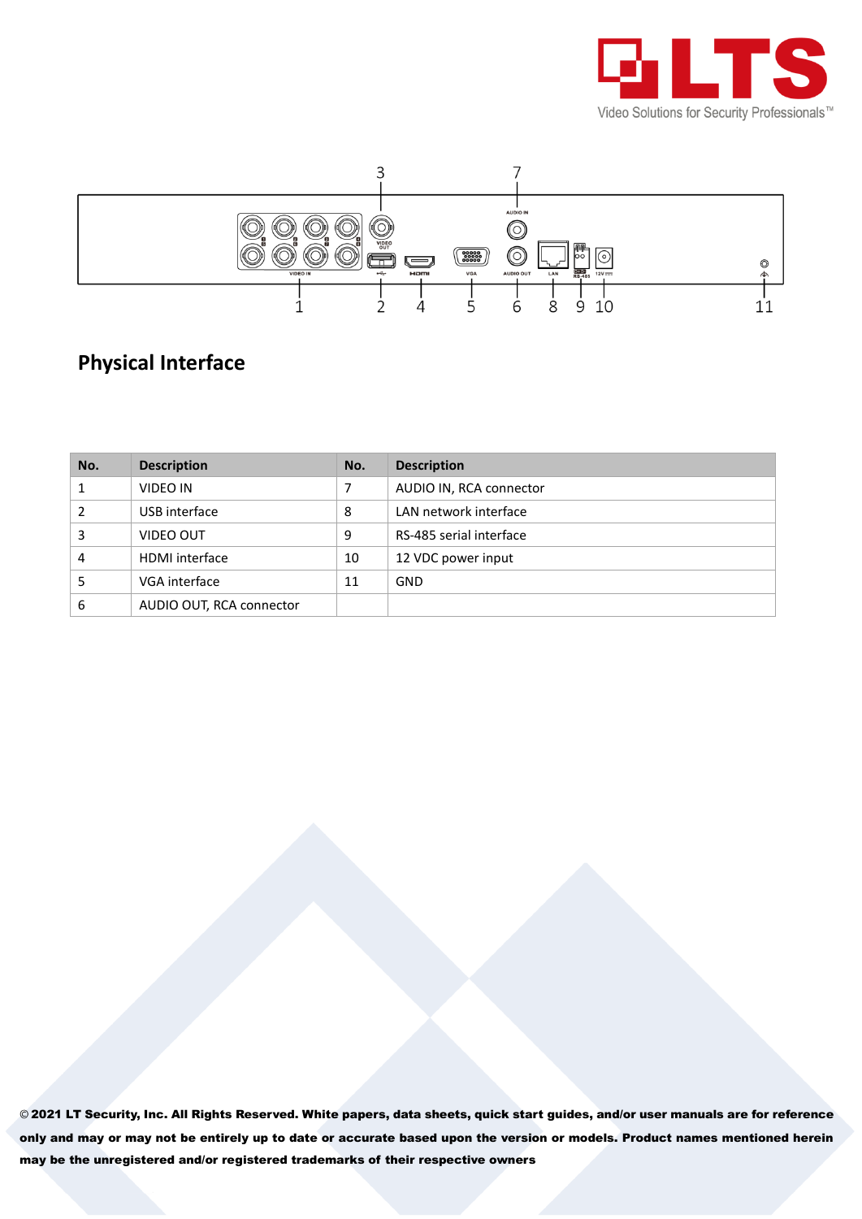## Physical Interface

| No. | Description | No. | Description |
|---|---|---|---|
| 1 | VIDEO IN | 7 | AUDIO IN, RCA connector |
| 2 | USB interface | 8 | LAN network interface |
| 3 | VIDEO OUT | 9 | RS-485 serial interface |
| 4 | HDMI interface | 10 | 12 VDC power input |
| 5 | VGA interface | 11 | GND |
| 6 | AUDIO OUT, RCA connector | | |

**© 2021 LT Security, Inc. All Rights Reserved. White papers, data sheets, quick start guides, and/or user manuals are for reference only and may or may not be entirely up to date or accurate based upon the version or models. Product names mentioned herein may be the unregistered and/or registered trademarks of their respective owners**